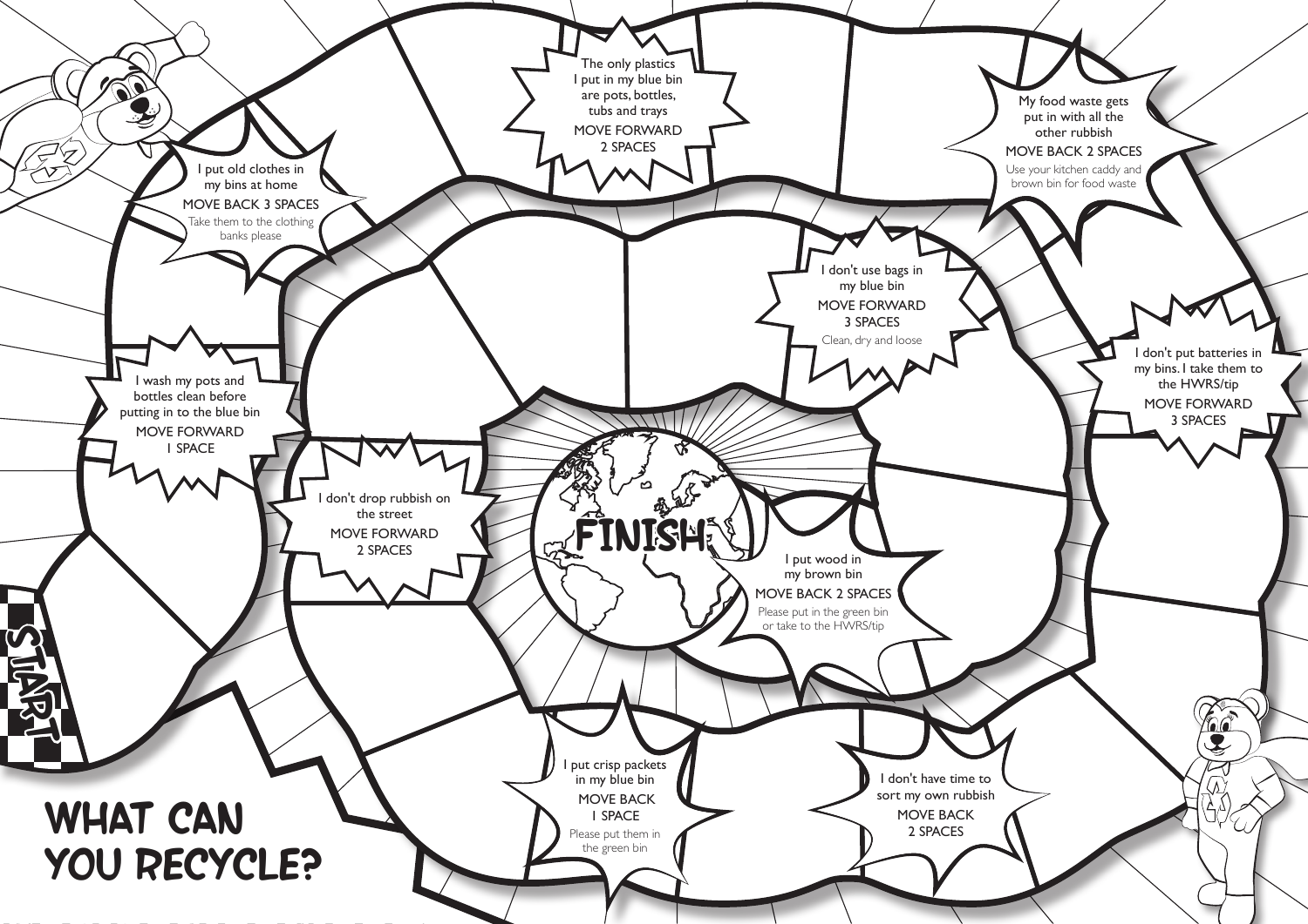# WHAT CAN YOU RECYCLE?

START

I wash my pots and bottles clean before putting in to the blue bin
MOVE FORWARD
1 SPACE

I put old clothes in my bins at home
MOVE BACK 3 SPACES
Take them to the clothing banks please

The only plastics I put in my blue bin are pots, bottles, tubs and trays
MOVE FORWARD
2 SPACES

My food waste gets put in with all the other rubbish
MOVE BACK 2 SPACES
Use your kitchen caddy and brown bin for food waste

I don't put batteries in my bins. I take them to the HWRS/tip
MOVE FORWARD
3 SPACES

I don't have time to sort my own rubbish
MOVE BACK
2 SPACES

I put crisp packets in my blue bin
MOVE BACK
1 SPACE
Please put them in the green bin

I don't drop rubbish on the street
MOVE FORWARD
2 SPACES

I don't use bags in my blue bin
MOVE FORWARD
3 SPACES
Clean, dry and loose

I put wood in my brown bin
MOVE BACK 2 SPACES
Please put in the green bin or take to the HWRS/tip

FINISH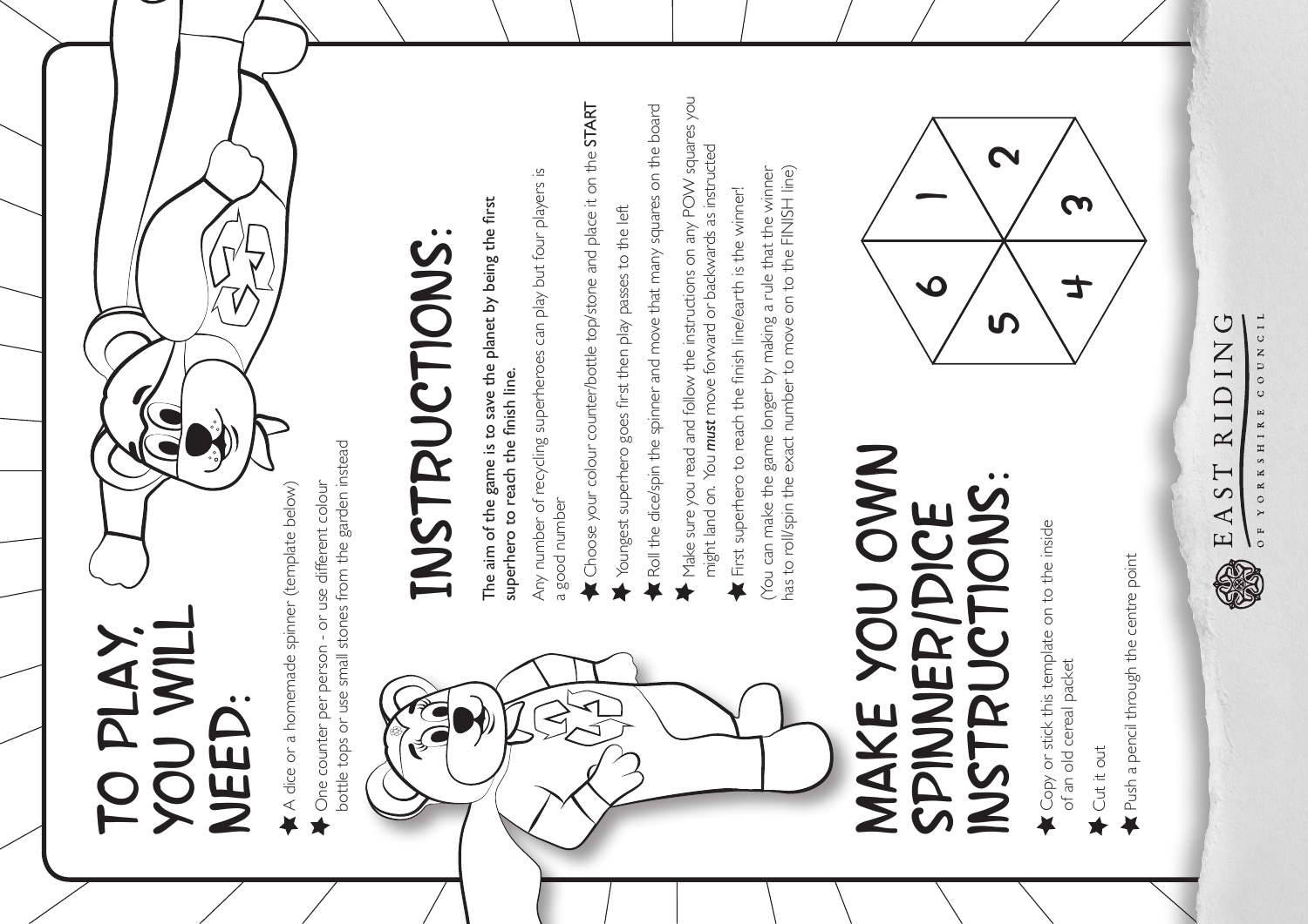# TO PLAY, YOU WILL NEED:

- A dice or a homemade spinner (template below)
- One counter per person - or use different colour bottle tops or use small stones from the garden instead

# INSTRUCTIONS:

**The aim of the game is to save the planet by being the first superhero to reach the finish line.**

Any number of recycling superheroes can play but four players is a good number

- Choose your colour counter/bottle top/stone and place it on the START
- Youngest superhero goes first then play passes to the left
- Roll the dice/spin the spinner and move that many squares on the board
- Make sure you read and follow the instructions on any POW squares you might land on. You *must* move forward or backwards as instructed
- First superhero to reach the finish line/earth is the winner!

(You can make the game longer by making a rule that the winner has to roll/spin the exact number to move on to the FINISH line)

# MAKE YOU OWN SPINNER/DICE INSTRUCTIONS:

- Copy or stick this template on to the inside of an old cereal packet
- Cut it out
- Push a pencil through the centre point

1
2
3
4
5
6

EAST RIDING OF YORKSHIRE COUNCIL